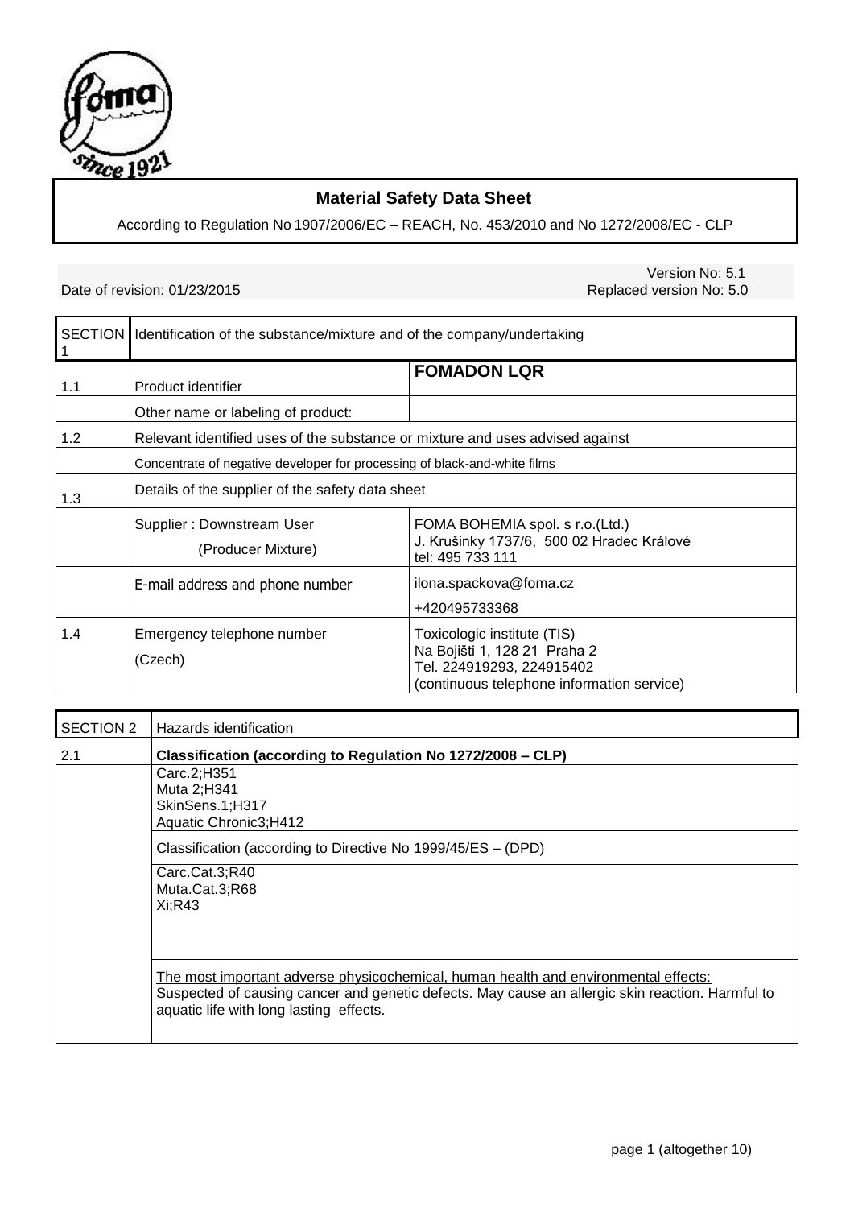# Material Safety Data Sheet

According to Regulation No 1907/2006/EC – REACH, No. 453/2010 and No 1272/2008/EC - CLP

Date of revision: 01/23/2015

Version No: 5.1
Replaced version No: 5.0

| SECTION 1 | Identification of the substance/mixture and of the company/undertaking | |
|---|---|---|
| 1.1 | Product identifier | **FOMADON LQR** |
| | Other name or labeling of product: | |
| 1.2 | Relevant identified uses of the substance or mixture and uses advised against | |
| | Concentrate of negative developer for processing of black-and-white films | |
| 1.3 | Details of the supplier of the safety data sheet | |
| | Supplier : Downstream User (Producer Mixture) | FOMA BOHEMIA spol. s r.o.(Ltd.) J. Krušinky 1737/6, 500 02 Hradec Králové tel: 495 733 111 |
| | E-mail address and phone number | ilona.spackova@foma.cz +420495733368 |
| 1.4 | Emergency telephone number (Czech) | Toxicologic institute (TIS) Na Bojišti 1, 128 21 Praha 2 Tel. 224919293, 224915402 (continuous telephone information service) |

| SECTION 2 | Hazards identification |
|---|---|
| 2.1 | **Classification (according to Regulation No 1272/2008 – CLP)** |
| | Carc.2;H351<br>Muta 2;H341<br>SkinSens.1;H317<br>Aquatic Chronic3;H412 |
| | Classification (according to Directive No 1999/45/ES – (DPD) |
| | Carc.Cat.3;R40<br>Muta.Cat.3;R68<br>Xi;R43 |
| | The most important adverse physicochemical, human health and environmental effects:<br>Suspected of causing cancer and genetic defects. May cause an allergic skin reaction. Harmful to aquatic life with long lasting effects. |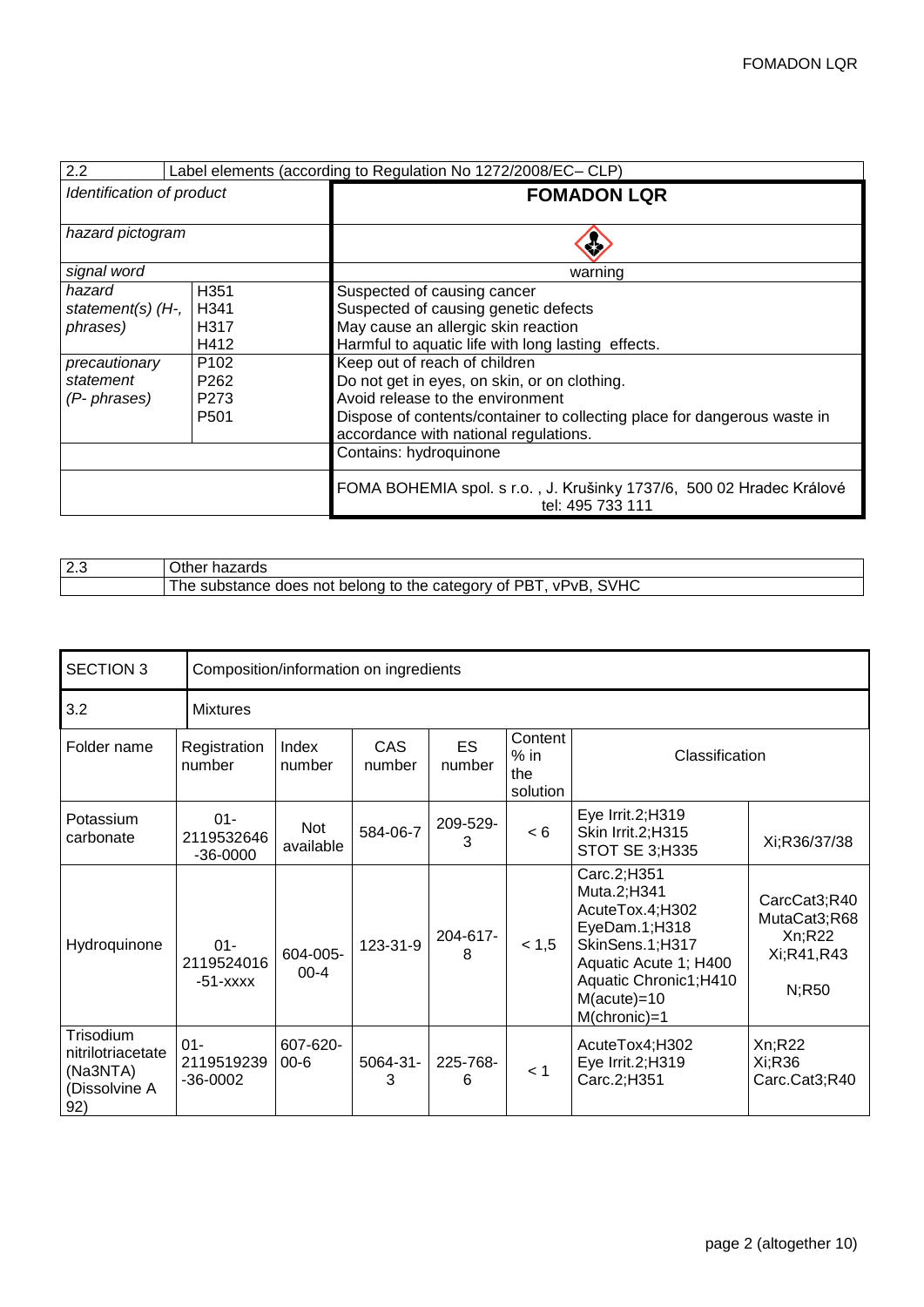| 2.2 | Label elements (according to Regulation No 1272/2008/EC– CLP) | |
|---|---|---|
| *Identification of product* | | **FOMADON LQR** |
| *hazard pictogram* | | |
| *signal word* | | warning |
| *hazard statement(s) (H-, phrases)* | H351<br>H341<br>H317<br>H412 | Suspected of causing cancer<br>Suspected of causing genetic defects<br>May cause an allergic skin reaction<br>Harmful to aquatic life with long lasting effects. |
| *precautionary statement (P- phrases)* | P102<br>P262<br>P273<br>P501 | Keep out of reach of children<br>Do not get in eyes, on skin, or on clothing.<br>Avoid release to the environment<br>Dispose of contents/container to collecting place for dangerous waste in accordance with national regulations. |
| | | Contains: hydroquinone |
| | | FOMA BOHEMIA spol. s r.o. , J. Krušinky 1737/6, 500 02 Hradec Králové tel: 495 733 111 |

| 2.3 | Other hazards |
|---|---|
| | The substance does not belong to the category of PBT, vPvB, SVHC |

| SECTION 3 | Composition/information on ingredients | | | | | | |
|---|---|---|---|---|---|---|---|
| 3.2 | Mixtures | | | | | | |
| Folder name | Registration number | Index number | CAS number | ES number | Content % in the solution | Classification | |
| Potassium carbonate | 01-2119532646-36-0000 | Not available | 584-06-7 | 209-529-3 | < 6 | Eye Irrit.2;H319<br>Skin Irrit.2;H315<br>STOT SE 3;H335 | Xi;R36/37/38 |
| Hydroquinone | 01-2119524016-51-xxxx | 604-005-00-4 | 123-31-9 | 204-617-8 | < 1,5 | Carc.2;H351<br>Muta.2;H341<br>AcuteTox.4;H302<br>EyeDam.1;H318<br>SkinSens.1;H317<br>Aquatic Acute 1; H400<br>Aquatic Chronic1;H410<br>M(acute)=10<br>M(chronic)=1 | CarcCat3;R40<br>MutaCat3;R68<br>Xn;R22<br>Xi;R41,R43<br>N;R50 |
| Trisodium nitrilotriacetate (Na3NTA) (Dissolvine A 92) | 01-2119519239-36-0002 | 607-620-00-6 | 5064-31-3 | 225-768-6 | < 1 | AcuteTox4;H302<br>Eye Irrit.2;H319<br>Carc.2;H351 | Xn;R22<br>Xi;R36<br>Carc.Cat3;R40 |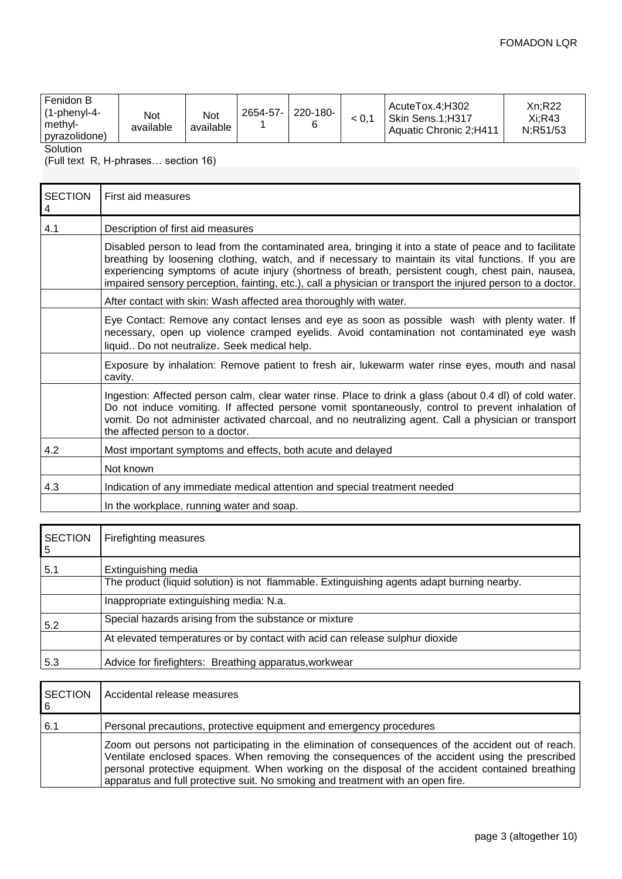| Fenidon B (1-phenyl-4-methyl-pyrazolidone) | Not available | Not available | 2654-57-1 | 220-180-6 | < 0,1 | AcuteTox.4;H302 Skin Sens.1;H317 Aquatic Chronic 2;H411 | Xn;R22 Xi;R43 N;R51/53 |
|---|---|---|---|---|---|---|---|

Solution

(Full text R, H-phrases… section 16)

| SECTION 4 | First aid measures |
|---|---|
| 4.1 | Description of first aid measures |
| | Disabled person to lead from the contaminated area, bringing it into a state of peace and to facilitate breathing by loosening clothing, watch, and if necessary to maintain its vital functions. If you are experiencing symptoms of acute injury (shortness of breath, persistent cough, chest pain, nausea, impaired sensory perception, fainting, etc.), call a physician or transport the injured person to a doctor. |
| | After contact with skin: Wash affected area thoroughly with water. |
| | Eye Contact: Remove any contact lenses and eye as soon as possible wash with plenty water. If necessary, open up violence cramped eyelids. Avoid contamination not contaminated eye wash liquid.. Do not neutralize. Seek medical help. |
| | Exposure by inhalation: Remove patient to fresh air, lukewarm water rinse eyes, mouth and nasal cavity. |
| | Ingestion: Affected person calm, clear water rinse. Place to drink a glass (about 0.4 dl) of cold water. Do not induce vomiting. If affected persone vomit spontaneously, control to prevent inhalation of vomit. Do not administer activated charcoal, and no neutralizing agent. Call a physician or transport the affected person to a doctor. |
| 4.2 | Most important symptoms and effects, both acute and delayed |
| | Not known |
| 4.3 | Indication of any immediate medical attention and special treatment needed |
| | In the workplace, running water and soap. |

| SECTION 5 | Firefighting measures |
|---|---|
| 5.1 | Extinguishing media |
| | The product (liquid solution) is not flammable. Extinguishing agents adapt burning nearby. |
| | Inappropriate extinguishing media: N.a. |
| 5.2 | Special hazards arising from the substance or mixture |
| | At elevated temperatures or by contact with acid can release sulphur dioxide |
| 5.3 | Advice for firefighters: Breathing apparatus,workwear |

| SECTION 6 | Accidental release measures |
|---|---|
| 6.1 | Personal precautions, protective equipment and emergency procedures |
| | Zoom out persons not participating in the elimination of consequences of the accident out of reach. Ventilate enclosed spaces. When removing the consequences of the accident using the prescribed personal protective equipment. When working on the disposal of the accident contained breathing apparatus and full protective suit. No smoking and treatment with an open fire. |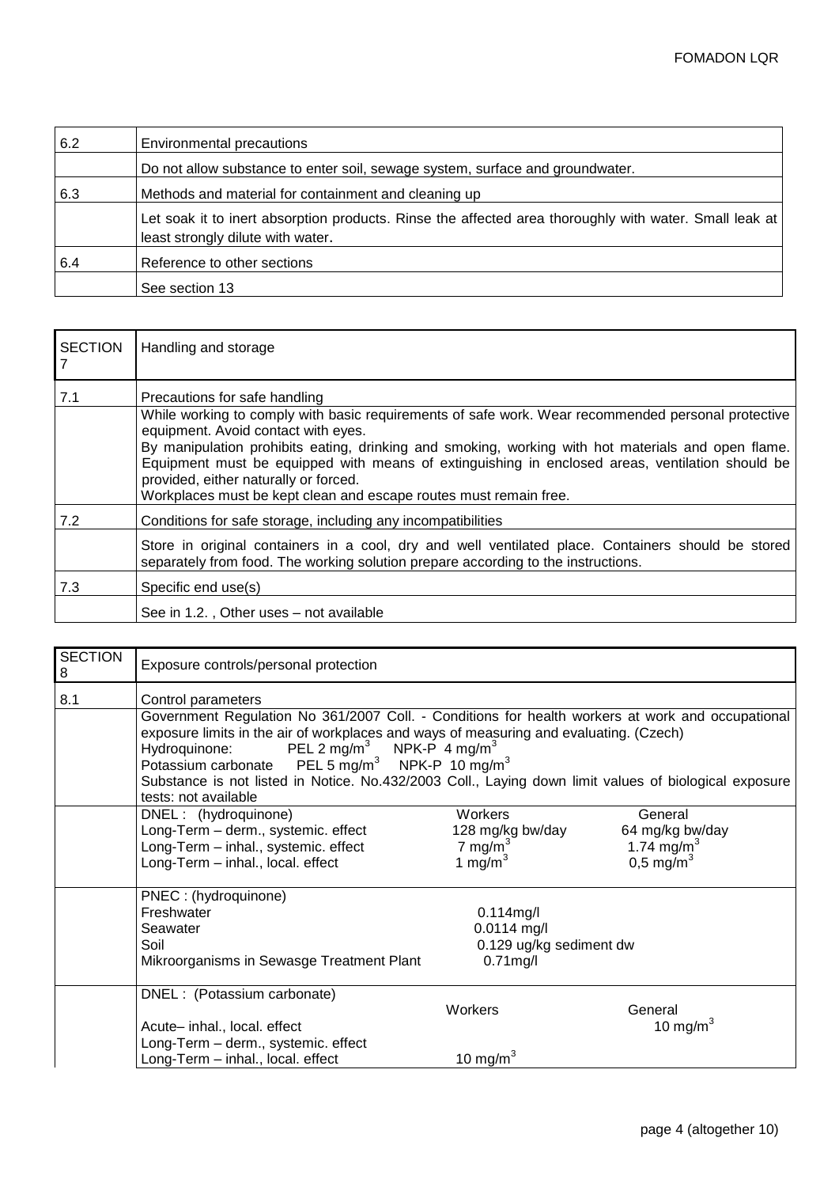| 6.2 | Environmental precautions |
|---|---|
| | Do not allow substance to enter soil, sewage system, surface and groundwater. |
| 6.3 | Methods and material for containment and cleaning up |
| | Let soak it to inert absorption products. Rinse the affected area thoroughly with water. Small leak at least strongly dilute with water. |
| 6.4 | Reference to other sections |
| | See section 13 |

| SECTION 7 | Handling and storage |
|---|---|
| 7.1 | Precautions for safe handling |
| | While working to comply with basic requirements of safe work. Wear recommended personal protective equipment. Avoid contact with eyes. By manipulation prohibits eating, drinking and smoking, working with hot materials and open flame. Equipment must be equipped with means of extinguishing in enclosed areas, ventilation should be provided, either naturally or forced. Workplaces must be kept clean and escape routes must remain free. |
| 7.2 | Conditions for safe storage, including any incompatibilities |
| | Store in original containers in a cool, dry and well ventilated place. Containers should be stored separately from food. The working solution prepare according to the instructions. |
| 7.3 | Specific end use(s) |
| | See in 1.2. , Other uses – not available |

| SECTION 8 | Exposure controls/personal protection | | |
|---|---|---|---|
| 8.1 | Control parameters | | |
| | Government Regulation No 361/2007 Coll. - Conditions for health workers at work and occupational exposure limits in the air of workplaces and ways of measuring and evaluating. (Czech)<br>Hydroquinone: PEL 2 mg/m$^3$ NPK-P 4 mg/m$^3$<br>Potassium carbonate PEL 5 mg/m$^3$ NPK-P 10 mg/m$^3$<br>Substance is not listed in Notice. No.432/2003 Coll., Laying down limit values of biological exposure tests: not available | | |
| | DNEL : (hydroquinone) | Workers | General |
| | Long-Term – derm., systemic. effect | 128 mg/kg bw/day | 64 mg/kg bw/day |
| | Long-Term – inhal., systemic. effect | 7 mg/m$^3$ | 1.74 mg/m$^3$ |
| | Long-Term – inhal., local. effect | 1 mg/m$^3$ | 0,5 mg/m$^3$ |
| | PNEC : (hydroquinone) | | |
| | Freshwater | 0.114mg/l | |
| | Seawater | 0.0114 mg/l | |
| | Soil | 0.129 ug/kg sediment dw | |
| | Mikroorganisms in Sewasge Treatment Plant | 0.71mg/l | |
| | DNEL : (Potassium carbonate) | Workers | General |
| | Acute– inhal., local. effect | | 10 mg/m$^3$ |
| | Long-Term – derm., systemic. effect | | |
| | Long-Term – inhal., local. effect | 10 mg/m$^3$ | |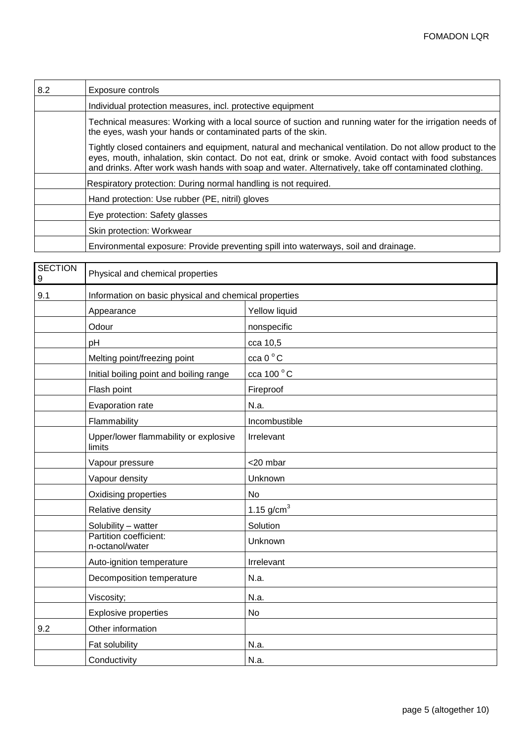| 8.2 | Exposure controls |
|---|---|
| | Individual protection measures, incl. protective equipment |
| | Technical measures: Working with a local source of suction and running water for the irrigation needs of the eyes, wash your hands or contaminated parts of the skin.<br><br>Tightly closed containers and equipment, natural and mechanical ventilation. Do not allow product to the eyes, mouth, inhalation, skin contact. Do not eat, drink or smoke. Avoid contact with food substances and drinks. After work wash hands with soap and water. Alternatively, take off contaminated clothing. |
| | Respiratory protection: During normal handling is not required. |
| | Hand protection: Use rubber (PE, nitril) gloves |
| | Eye protection: Safety glasses |
| | Skin protection: Workwear |
| | Environmental exposure: Provide preventing spill into waterways, soil and drainage. |

| SECTION 9 | Physical and chemical properties | |
|---|---|---|
| 9.1 | Information on basic physical and chemical properties | |
| | Appearance | Yellow liquid |
| | Odour | nonspecific |
| | pH | cca 10,5 |
| | Melting point/freezing point | cca 0 °C |
| | Initial boiling point and boiling range | cca 100 °C |
| | Flash point | Fireproof |
| | Evaporation rate | N.a. |
| | Flammability | Incombustible |
| | Upper/lower flammability or explosive limits | Irrelevant |
| | Vapour pressure | <20 mbar |
| | Vapour density | Unknown |
| | Oxidising properties | No |
| | Relative density | 1.15 g/cm$^3$ |
| | Solubility – watter | Solution |
| | Partition coefficient: n-octanol/water | Unknown |
| | Auto-ignition temperature | Irrelevant |
| | Decomposition temperature | N.a. |
| | Viscosity; | N.a. |
| | Explosive properties | No |
| 9.2 | Other information | |
| | Fat solubility | N.a. |
| | Conductivity | N.a. |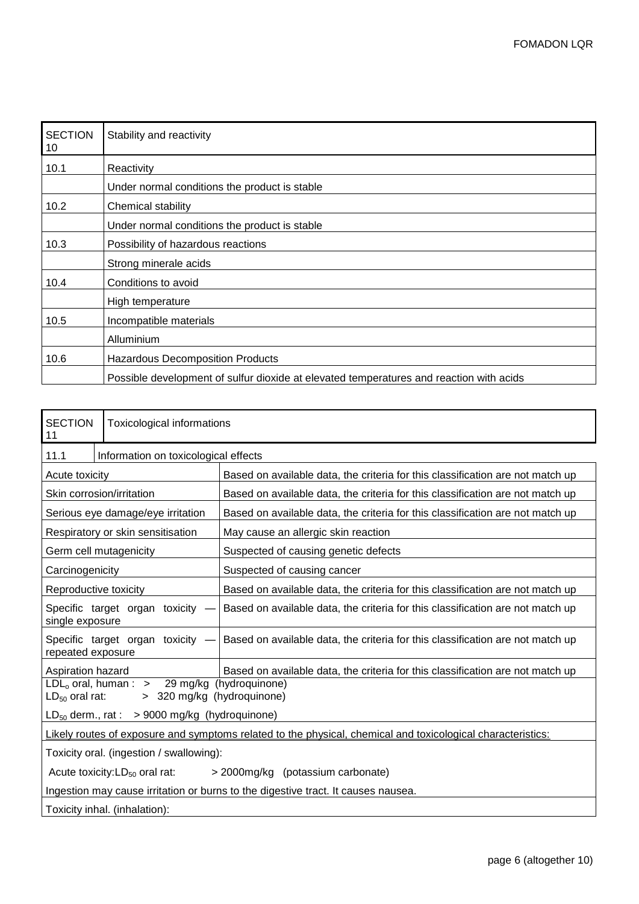| SECTION 10 | Stability and reactivity |
|---|---|
| 10.1 | Reactivity |
| | Under normal conditions the product is stable |
| 10.2 | Chemical stability |
| | Under normal conditions the product is stable |
| 10.3 | Possibility of hazardous reactions |
| | Strong minerale acids |
| 10.4 | Conditions to avoid |
| | High temperature |
| 10.5 | Incompatible materials |
| | Alluminium |
| 10.6 | Hazardous Decomposition Products |
| | Possible development of sulfur dioxide at elevated temperatures and reaction with acids |

| SECTION 11 | Toxicological informations |
|---|---|
| 11.1 | Information on toxicological effects |

| | |
|---|---|
| Acute toxicity | Based on available data, the criteria for this classification are not match up |
| Skin corrosion/irritation | Based on available data, the criteria for this classification are not match up |
| Serious eye damage/eye irritation | Based on available data, the criteria for this classification are not match up |
| Respiratory or skin sensitisation | May cause an allergic skin reaction |
| Germ cell mutagenicity | Suspected of causing genetic defects |
| Carcinogenicity | Suspected of causing cancer |
| Reproductive toxicity | Based on available data, the criteria for this classification are not match up |
| Specific target organ toxicity — single exposure | Based on available data, the criteria for this classification are not match up |
| Specific target organ toxicity — repeated exposure | Based on available data, the criteria for this classification are not match up |
| Aspiration hazard | Based on available data, the criteria for this classification are not match up |

$LDL_o$ oral, human : > 29 mg/kg (hydroquinone)
$LD_{50}$ oral rat: > 320 mg/kg (hydroquinone)

$LD_{50}$ derm., rat : > 9000 mg/kg (hydroquinone)

Likely routes of exposure and symptoms related to the physical, chemical and toxicological characteristics:

Toxicity oral. (ingestion / swallowing):

Acute toxicity:$LD_{50}$ oral rat: > 2000mg/kg (potassium carbonate)

Ingestion may cause irritation or burns to the digestive tract. It causes nausea.

Toxicity inhal. (inhalation):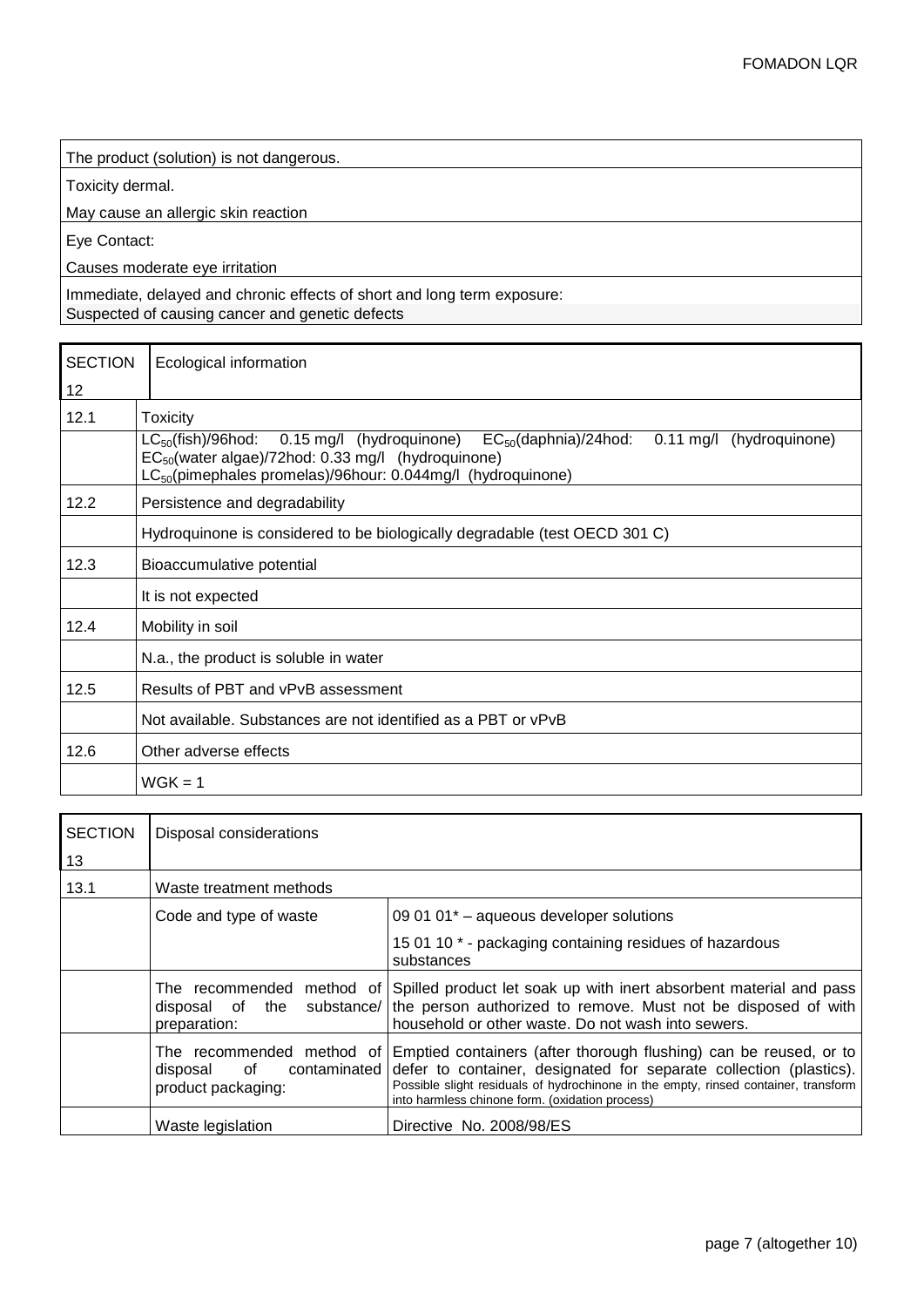| |
|---|
| The product (solution) is not dangerous. |
| Toxicity dermal. |
| May cause an allergic skin reaction |
| Eye Contact: |
| Causes moderate eye irritation |
| Immediate, delayed and chronic effects of short and long term exposure:<br>Suspected of causing cancer and genetic defects |

| SECTION 12 | Ecological information |
|---|---|
| 12.1 | Toxicity |
| | $LC_{50}$(fish)/96hod: 0.15 mg/l (hydroquinone) $EC_{50}$(daphnia)/24hod: 0.11 mg/l (hydroquinone)<br>$EC_{50}$(water algae)/72hod: 0.33 mg/l (hydroquinone)<br>$LC_{50}$(pimephales promelas)/96hour: 0.044mg/l (hydroquinone) |
| 12.2 | Persistence and degradability |
| | Hydroquinone is considered to be biologically degradable (test OECD 301 C) |
| 12.3 | Bioaccumulative potential |
| | It is not expected |
| 12.4 | Mobility in soil |
| | N.a., the product is soluble in water |
| 12.5 | Results of PBT and vPvB assessment |
| | Not available. Substances are not identified as a PBT or vPvB |
| 12.6 | Other adverse effects |
| | WGK = 1 |

| SECTION 13 | Disposal considerations | |
|---|---|---|
| 13.1 | Waste treatment methods | |
| | Code and type of waste | 09 01 01* – aqueous developer solutions<br>15 01 10 * - packaging containing residues of hazardous substances |
| | The recommended method of disposal of the substance/ preparation: | Spilled product let soak up with inert absorbent material and pass the person authorized to remove. Must not be disposed of with household or other waste. Do not wash into sewers. |
| | The recommended method of disposal of contaminated product packaging: | Emptied containers (after thorough flushing) can be reused, or to defer to container, designated for separate collection (plastics). Possible slight residuals of hydrochinone in the empty, rinsed container, transform into harmless chinone form. (oxidation process) |
| | Waste legislation | Directive No. 2008/98/ES |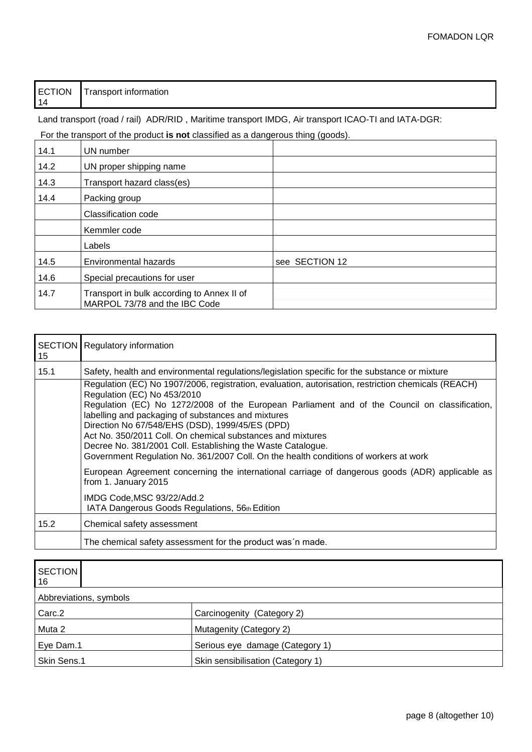| ECTION 14 | Transport information |
|---|---|

Land transport (road / rail) ADR/RID , Maritime transport IMDG, Air transport ICAO-TI and IATA-DGR:

For the transport of the product **is not** classified as a dangerous thing (goods).

| 14.1 | UN number | |
|---|---|---|
| 14.2 | UN proper shipping name | |
| 14.3 | Transport hazard class(es) | |
| 14.4 | Packing group | |
| | Classification code | |
| | Kemmler code | |
| | Labels | |
| 14.5 | Environmental hazards | see SECTION 12 |
| 14.6 | Special precautions for user | |
| 14.7 | Transport in bulk according to Annex II of MARPOL 73/78 and the IBC Code | |

| SECTION 15 | Regulatory information |
|---|---|
| 15.1 | Safety, health and environmental regulations/legislation specific for the substance or mixture |
| | Regulation (EC) No 1907/2006, registration, evaluation, autorisation, restriction chemicals (REACH)<br>Regulation (EC) No 453/2010<br>Regulation (EC) No 1272/2008 of the European Parliament and of the Council on classification, labelling and packaging of substances and mixtures<br>Direction No 67/548/EHS (DSD), 1999/45/ES (DPD)<br>Act No. 350/2011 Coll. On chemical substances and mixtures<br>Decree No. 381/2001 Coll. Establishing the Waste Catalogue.<br>Government Regulation No. 361/2007 Coll. On the health conditions of workers at work<br><br>European Agreement concerning the international carriage of dangerous goods (ADR) applicable as from 1. January 2015<br><br>IMDG Code,MSC 93/22/Add.2<br>IATA Dangerous Goods Regulations, 56th Edition |
| 15.2 | Chemical safety assessment |
| | The chemical safety assessment for the product was´n made. |

| SECTION 16 | |
|---|---|
| Abbreviations, symbols | |
| Carc.2 | Carcinogenity (Category 2) |
| Muta 2 | Mutagenity (Category 2) |
| Eye Dam.1 | Serious eye damage (Category 1) |
| Skin Sens.1 | Skin sensibilisation (Category 1) |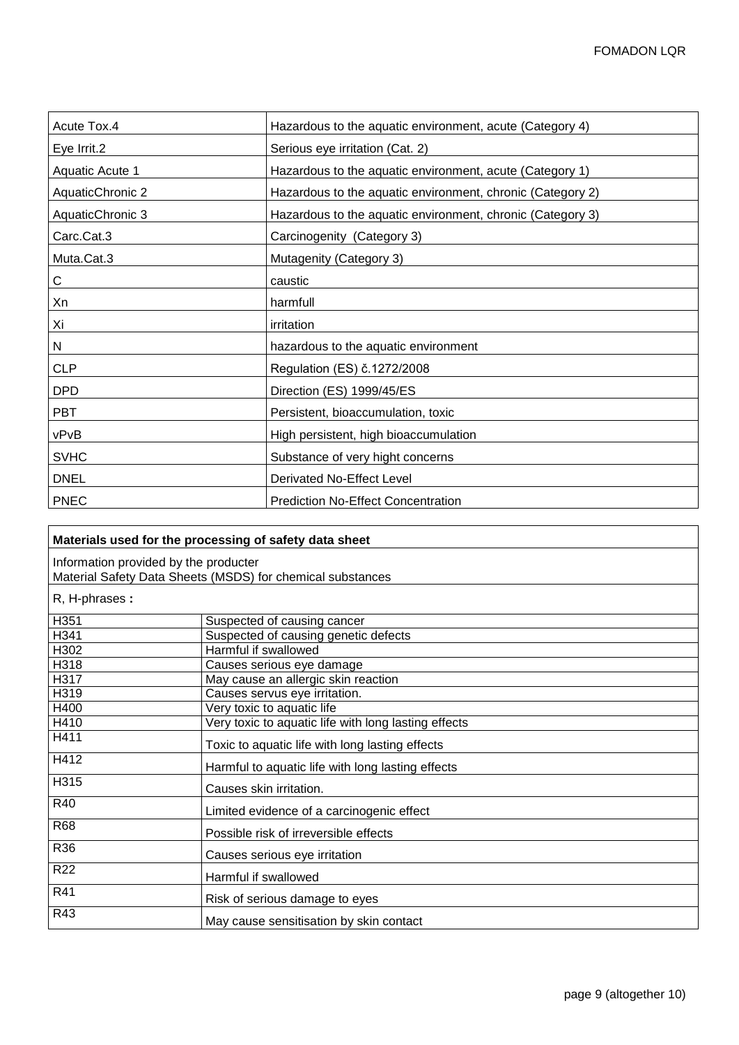| Acute Tox.4 | Hazardous to the aquatic environment, acute (Category 4) |
|---|---|
| Eye Irrit.2 | Serious eye irritation (Cat. 2) |
| Aquatic Acute 1 | Hazardous to the aquatic environment, acute (Category 1) |
| AquaticChronic 2 | Hazardous to the aquatic environment, chronic (Category 2) |
| AquaticChronic 3 | Hazardous to the aquatic environment, chronic (Category 3) |
| Carc.Cat.3 | Carcinogenity (Category 3) |
| Muta.Cat.3 | Mutagenity (Category 3) |
| C | caustic |
| Xn | harmfull |
| Xi | irritation |
| N | hazardous to the aquatic environment |
| CLP | Regulation (ES) č.1272/2008 |
| DPD | Direction (ES) 1999/45/ES |
| PBT | Persistent, bioaccumulation, toxic |
| vPvB | High persistent, high bioaccumulation |
| SVHC | Substance of very hight concerns |
| DNEL | Derivated No-Effect Level |
| PNEC | Prediction No-Effect Concentration |

**Materials used for the processing of safety data sheet**

Information provided by the producter
Material Safety Data Sheets (MSDS) for chemical substances

R, H-phrases **:**

| Code | Phrase |
|---|---|
| H351 | Suspected of causing cancer |
| H341 | Suspected of causing genetic defects |
| H302 | Harmful if swallowed |
| H318 | Causes serious eye damage |
| H317 | May cause an allergic skin reaction |
| H319 | Causes servus eye irritation. |
| H400 | Very toxic to aquatic life |
| H410 | Very toxic to aquatic life with long lasting effects |
| H411 | Toxic to aquatic life with long lasting effects |
| H412 | Harmful to aquatic life with long lasting effects |
| H315 | Causes skin irritation. |
| R40 | Limited evidence of a carcinogenic effect |
| R68 | Possible risk of irreversible effects |
| R36 | Causes serious eye irritation |
| R22 | Harmful if swallowed |
| R41 | Risk of serious damage to eyes |
| R43 | May cause sensitisation by skin contact |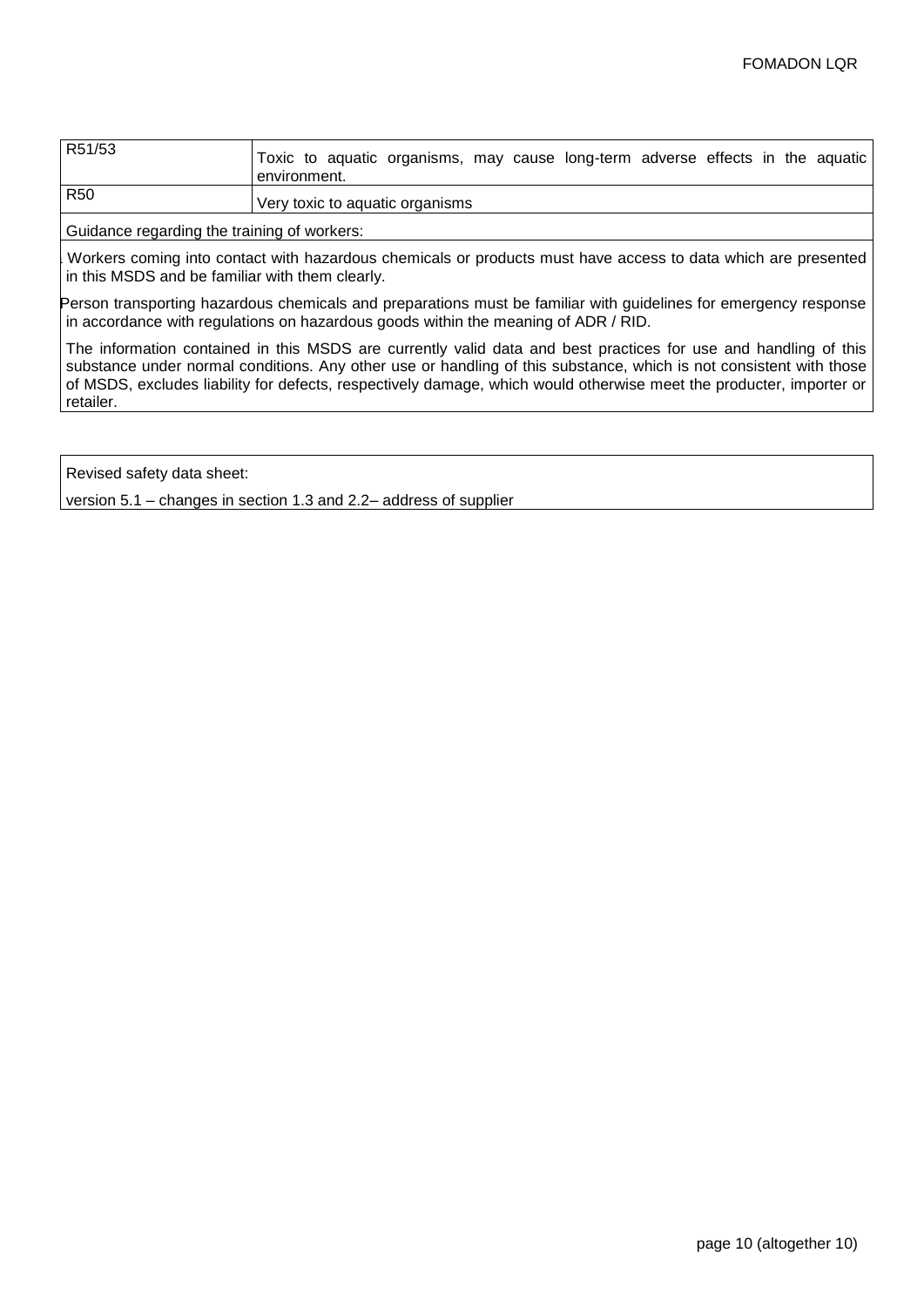| | |
|---|---|
| R51/53 | Toxic to aquatic organisms, may cause long-term adverse effects in the aquatic environment. |
| R50 | Very toxic to aquatic organisms |

Guidance regarding the training of workers:

. Workers coming into contact with hazardous chemicals or products must have access to data which are presented in this MSDS and be familiar with them clearly.

Person transporting hazardous chemicals and preparations must be familiar with guidelines for emergency response in accordance with regulations on hazardous goods within the meaning of ADR / RID.

The information contained in this MSDS are currently valid data and best practices for use and handling of this substance under normal conditions. Any other use or handling of this substance, which is not consistent with those of MSDS, excludes liability for defects, respectively damage, which would otherwise meet the producter, importer or retailer.

Revised safety data sheet:

version 5.1 – changes in section 1.3 and 2.2– address of supplier